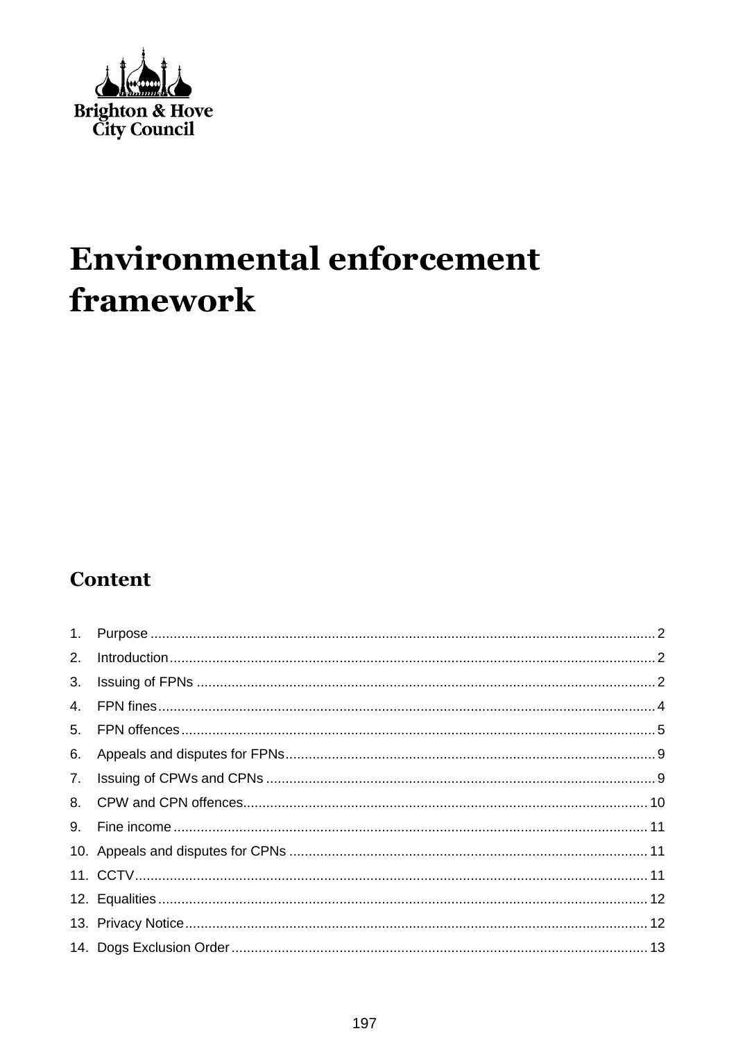Brighton & Hove City Council

# Environmental enforcement framework

## Content

1. Purpose ........................................................................ 2
2. Introduction ........................................................................ 2
3. Issuing of FPNs ........................................................................ 2
4. FPN fines ........................................................................ 4
5. FPN offences ........................................................................ 5
6. Appeals and disputes for FPNs ........................................................................ 9
7. Issuing of CPWs and CPNs ........................................................................ 9
8. CPW and CPN offences ........................................................................ 10
9. Fine income ........................................................................ 11
10. Appeals and disputes for CPNs ........................................................................ 11
11. CCTV ........................................................................ 11
12. Equalities ........................................................................ 12
13. Privacy Notice ........................................................................ 12
14. Dogs Exclusion Order ........................................................................ 13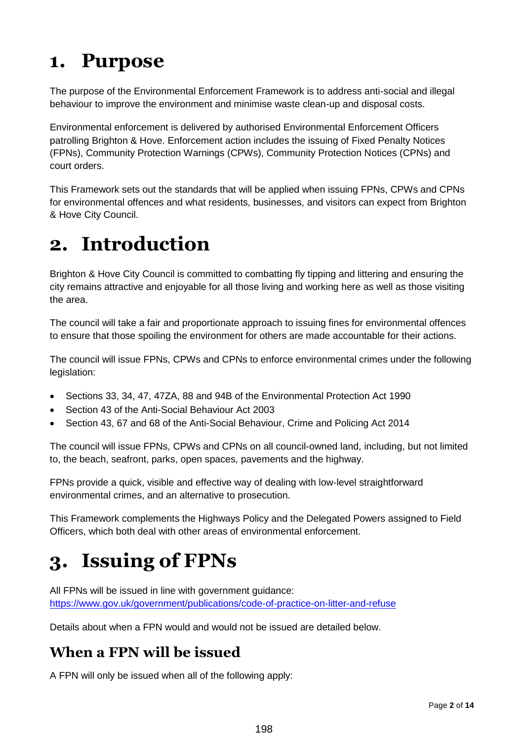# 1. Purpose

The purpose of the Environmental Enforcement Framework is to address anti-social and illegal behaviour to improve the environment and minimise waste clean-up and disposal costs.

Environmental enforcement is delivered by authorised Environmental Enforcement Officers patrolling Brighton & Hove. Enforcement action includes the issuing of Fixed Penalty Notices (FPNs), Community Protection Warnings (CPWs), Community Protection Notices (CPNs) and court orders.

This Framework sets out the standards that will be applied when issuing FPNs, CPWs and CPNs for environmental offences and what residents, businesses, and visitors can expect from Brighton & Hove City Council.

# 2. Introduction

Brighton & Hove City Council is committed to combatting fly tipping and littering and ensuring the city remains attractive and enjoyable for all those living and working here as well as those visiting the area.

The council will take a fair and proportionate approach to issuing fines for environmental offences to ensure that those spoiling the environment for others are made accountable for their actions.

The council will issue FPNs, CPWs and CPNs to enforce environmental crimes under the following legislation:

- Sections 33, 34, 47, 47ZA, 88 and 94B of the Environmental Protection Act 1990
- Section 43 of the Anti-Social Behaviour Act 2003
- Section 43, 67 and 68 of the Anti-Social Behaviour, Crime and Policing Act 2014

The council will issue FPNs, CPWs and CPNs on all council-owned land, including, but not limited to, the beach, seafront, parks, open spaces, pavements and the highway.

FPNs provide a quick, visible and effective way of dealing with low-level straightforward environmental crimes, and an alternative to prosecution.

This Framework complements the Highways Policy and the Delegated Powers assigned to Field Officers, which both deal with other areas of environmental enforcement.

# 3. Issuing of FPNs

All FPNs will be issued in line with government guidance:
https://www.gov.uk/government/publications/code-of-practice-on-litter-and-refuse

Details about when a FPN would and would not be issued are detailed below.

## When a FPN will be issued

A FPN will only be issued when all of the following apply: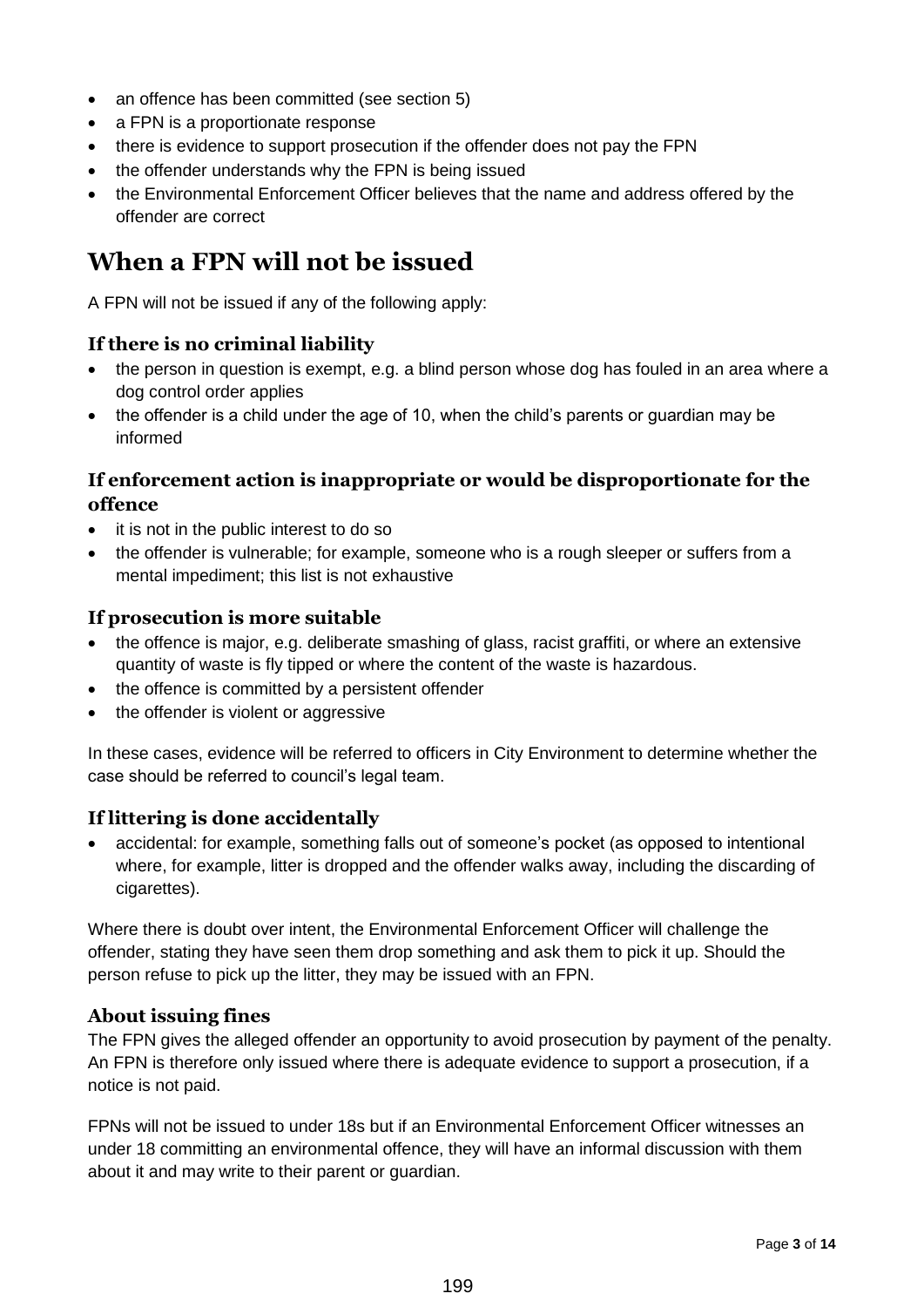- an offence has been committed (see section 5)
- a FPN is a proportionate response
- there is evidence to support prosecution if the offender does not pay the FPN
- the offender understands why the FPN is being issued
- the Environmental Enforcement Officer believes that the name and address offered by the offender are correct

## When a FPN will not be issued

A FPN will not be issued if any of the following apply:

### If there is no criminal liability

- the person in question is exempt, e.g. a blind person whose dog has fouled in an area where a dog control order applies
- the offender is a child under the age of 10, when the child's parents or guardian may be informed

### If enforcement action is inappropriate or would be disproportionate for the offence

- it is not in the public interest to do so
- the offender is vulnerable; for example, someone who is a rough sleeper or suffers from a mental impediment; this list is not exhaustive

### If prosecution is more suitable

- the offence is major, e.g. deliberate smashing of glass, racist graffiti, or where an extensive quantity of waste is fly tipped or where the content of the waste is hazardous.
- the offence is committed by a persistent offender
- the offender is violent or aggressive

In these cases, evidence will be referred to officers in City Environment to determine whether the case should be referred to council's legal team.

### If littering is done accidentally

- accidental: for example, something falls out of someone's pocket (as opposed to intentional where, for example, litter is dropped and the offender walks away, including the discarding of cigarettes).

Where there is doubt over intent, the Environmental Enforcement Officer will challenge the offender, stating they have seen them drop something and ask them to pick it up. Should the person refuse to pick up the litter, they may be issued with an FPN.

### About issuing fines

The FPN gives the alleged offender an opportunity to avoid prosecution by payment of the penalty. An FPN is therefore only issued where there is adequate evidence to support a prosecution, if a notice is not paid.

FPNs will not be issued to under 18s but if an Environmental Enforcement Officer witnesses an under 18 committing an environmental offence, they will have an informal discussion with them about it and may write to their parent or guardian.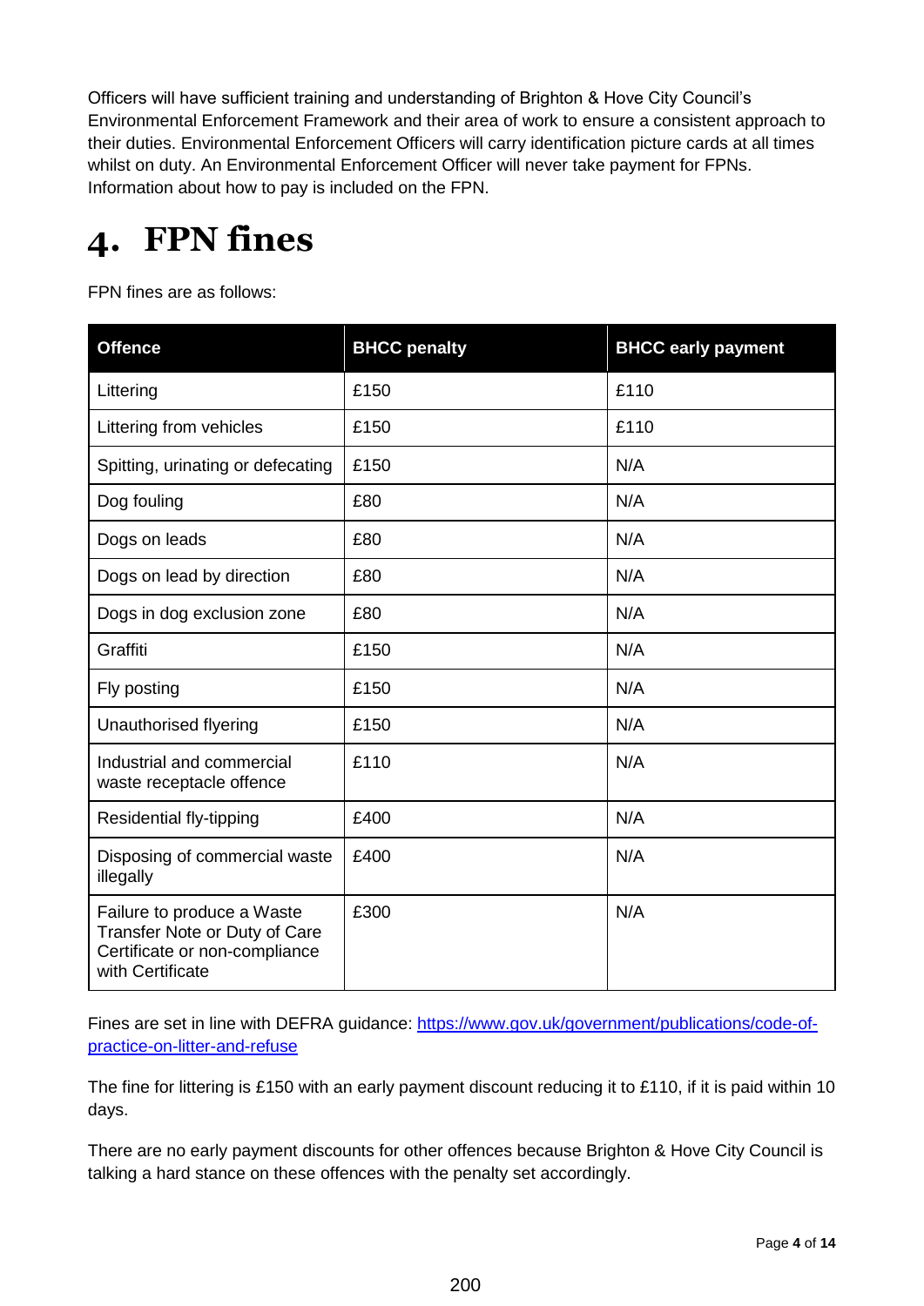Officers will have sufficient training and understanding of Brighton & Hove City Council's Environmental Enforcement Framework and their area of work to ensure a consistent approach to their duties. Environmental Enforcement Officers will carry identification picture cards at all times whilst on duty. An Environmental Enforcement Officer will never take payment for FPNs. Information about how to pay is included on the FPN.

# 4. FPN fines

FPN fines are as follows:

| Offence | BHCC penalty | BHCC early payment |
|---|---|---|
| Littering | £150 | £110 |
| Littering from vehicles | £150 | £110 |
| Spitting, urinating or defecating | £150 | N/A |
| Dog fouling | £80 | N/A |
| Dogs on leads | £80 | N/A |
| Dogs on lead by direction | £80 | N/A |
| Dogs in dog exclusion zone | £80 | N/A |
| Graffiti | £150 | N/A |
| Fly posting | £150 | N/A |
| Unauthorised flyering | £150 | N/A |
| Industrial and commercial waste receptacle offence | £110 | N/A |
| Residential fly-tipping | £400 | N/A |
| Disposing of commercial waste illegally | £400 | N/A |
| Failure to produce a Waste Transfer Note or Duty of Care Certificate or non-compliance with Certificate | £300 | N/A |

Fines are set in line with DEFRA guidance: https://www.gov.uk/government/publications/code-of-practice-on-litter-and-refuse

The fine for littering is £150 with an early payment discount reducing it to £110, if it is paid within 10 days.

There are no early payment discounts for other offences because Brighton & Hove City Council is talking a hard stance on these offences with the penalty set accordingly.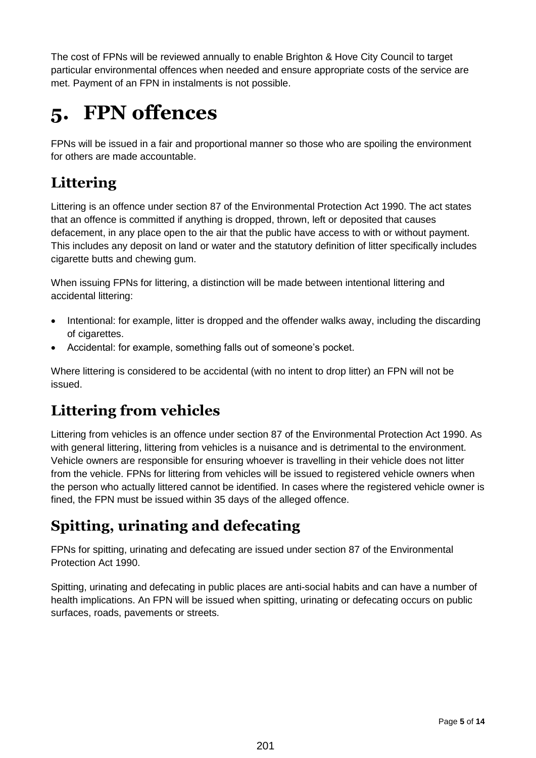The cost of FPNs will be reviewed annually to enable Brighton & Hove City Council to target particular environmental offences when needed and ensure appropriate costs of the service are met. Payment of an FPN in instalments is not possible.

# 5. FPN offences

FPNs will be issued in a fair and proportional manner so those who are spoiling the environment for others are made accountable.

## Littering

Littering is an offence under section 87 of the Environmental Protection Act 1990. The act states that an offence is committed if anything is dropped, thrown, left or deposited that causes defacement, in any place open to the air that the public have access to with or without payment. This includes any deposit on land or water and the statutory definition of litter specifically includes cigarette butts and chewing gum.

When issuing FPNs for littering, a distinction will be made between intentional littering and accidental littering:

- Intentional: for example, litter is dropped and the offender walks away, including the discarding of cigarettes.
- Accidental: for example, something falls out of someone's pocket.

Where littering is considered to be accidental (with no intent to drop litter) an FPN will not be issued.

## Littering from vehicles

Littering from vehicles is an offence under section 87 of the Environmental Protection Act 1990. As with general littering, littering from vehicles is a nuisance and is detrimental to the environment. Vehicle owners are responsible for ensuring whoever is travelling in their vehicle does not litter from the vehicle. FPNs for littering from vehicles will be issued to registered vehicle owners when the person who actually littered cannot be identified. In cases where the registered vehicle owner is fined, the FPN must be issued within 35 days of the alleged offence.

## Spitting, urinating and defecating

FPNs for spitting, urinating and defecating are issued under section 87 of the Environmental Protection Act 1990.

Spitting, urinating and defecating in public places are anti-social habits and can have a number of health implications. An FPN will be issued when spitting, urinating or defecating occurs on public surfaces, roads, pavements or streets.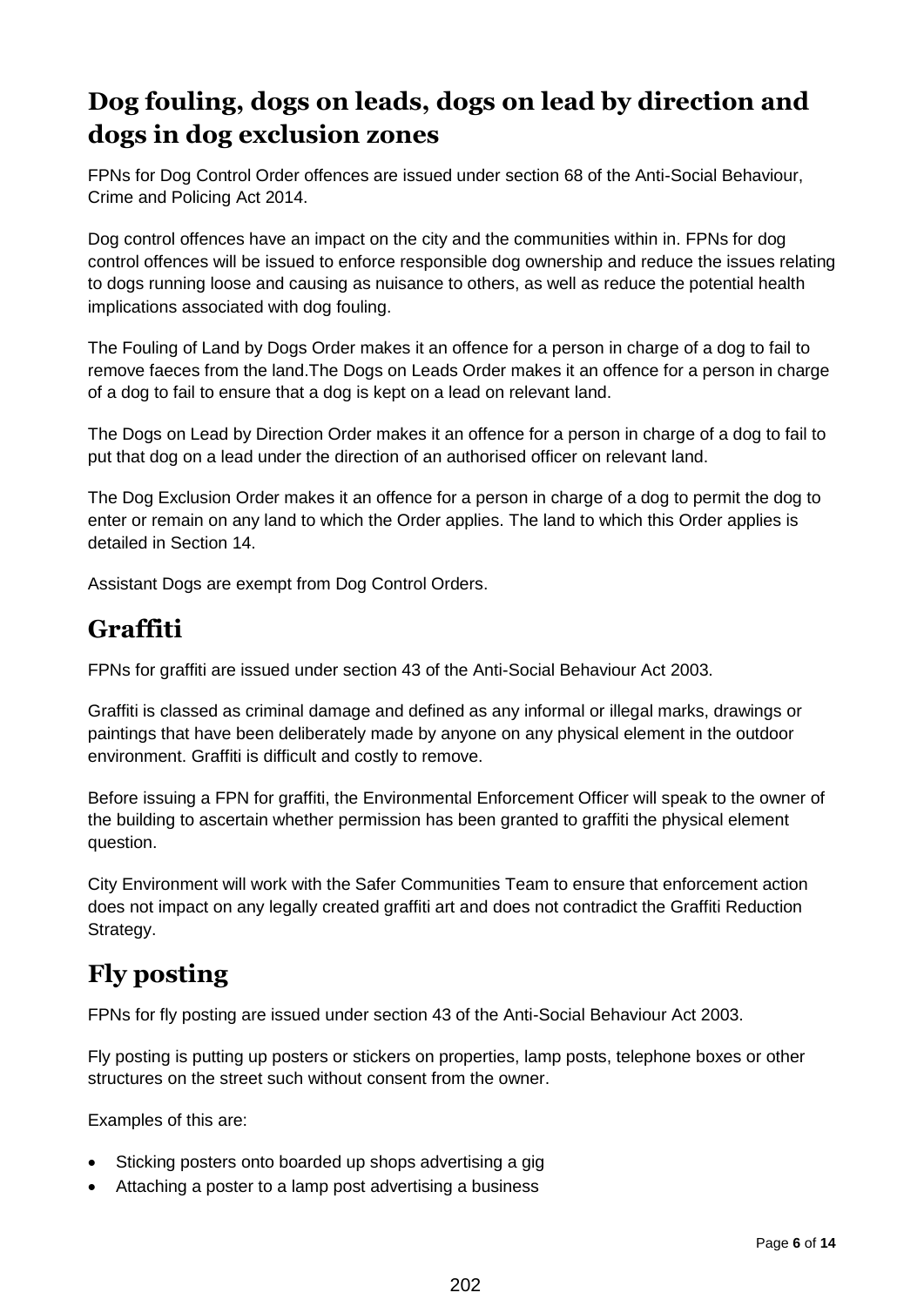## Dog fouling, dogs on leads, dogs on lead by direction and dogs in dog exclusion zones

FPNs for Dog Control Order offences are issued under section 68 of the Anti-Social Behaviour, Crime and Policing Act 2014.

Dog control offences have an impact on the city and the communities within in. FPNs for dog control offences will be issued to enforce responsible dog ownership and reduce the issues relating to dogs running loose and causing as nuisance to others, as well as reduce the potential health implications associated with dog fouling.

The Fouling of Land by Dogs Order makes it an offence for a person in charge of a dog to fail to remove faeces from the land.The Dogs on Leads Order makes it an offence for a person in charge of a dog to fail to ensure that a dog is kept on a lead on relevant land.

The Dogs on Lead by Direction Order makes it an offence for a person in charge of a dog to fail to put that dog on a lead under the direction of an authorised officer on relevant land.

The Dog Exclusion Order makes it an offence for a person in charge of a dog to permit the dog to enter or remain on any land to which the Order applies. The land to which this Order applies is detailed in Section 14.

Assistant Dogs are exempt from Dog Control Orders.

## Graffiti

FPNs for graffiti are issued under section 43 of the Anti-Social Behaviour Act 2003.

Graffiti is classed as criminal damage and defined as any informal or illegal marks, drawings or paintings that have been deliberately made by anyone on any physical element in the outdoor environment. Graffiti is difficult and costly to remove.

Before issuing a FPN for graffiti, the Environmental Enforcement Officer will speak to the owner of the building to ascertain whether permission has been granted to graffiti the physical element question.

City Environment will work with the Safer Communities Team to ensure that enforcement action does not impact on any legally created graffiti art and does not contradict the Graffiti Reduction Strategy.

## Fly posting

FPNs for fly posting are issued under section 43 of the Anti-Social Behaviour Act 2003.

Fly posting is putting up posters or stickers on properties, lamp posts, telephone boxes or other structures on the street such without consent from the owner.

Examples of this are:

- Sticking posters onto boarded up shops advertising a gig
- Attaching a poster to a lamp post advertising a business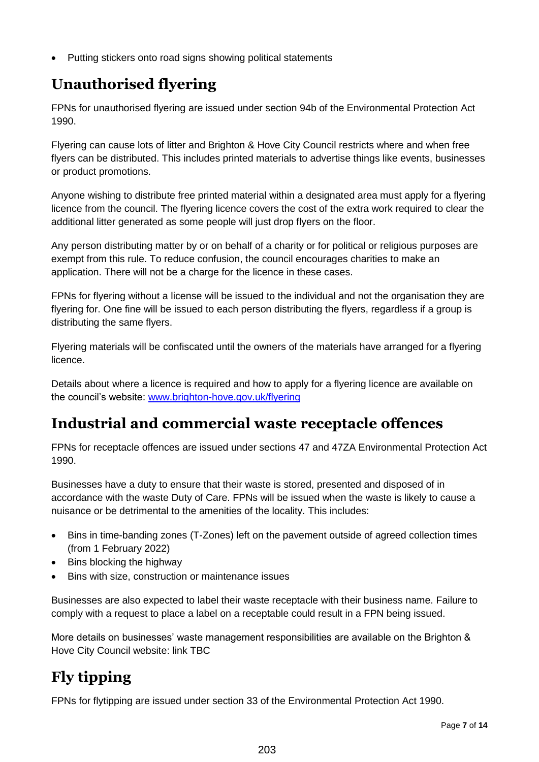- Putting stickers onto road signs showing political statements

## Unauthorised flyering

FPNs for unauthorised flyering are issued under section 94b of the Environmental Protection Act 1990.

Flyering can cause lots of litter and Brighton & Hove City Council restricts where and when free flyers can be distributed. This includes printed materials to advertise things like events, businesses or product promotions.

Anyone wishing to distribute free printed material within a designated area must apply for a flyering licence from the council. The flyering licence covers the cost of the extra work required to clear the additional litter generated as some people will just drop flyers on the floor.

Any person distributing matter by or on behalf of a charity or for political or religious purposes are exempt from this rule. To reduce confusion, the council encourages charities to make an application. There will not be a charge for the licence in these cases.

FPNs for flyering without a license will be issued to the individual and not the organisation they are flyering for. One fine will be issued to each person distributing the flyers, regardless if a group is distributing the same flyers.

Flyering materials will be confiscated until the owners of the materials have arranged for a flyering licence.

Details about where a licence is required and how to apply for a flyering licence are available on the council's website: [www.brighton-hove.gov.uk/flyering](http://www.brighton-hove.gov.uk/flyering)

## Industrial and commercial waste receptacle offences

FPNs for receptacle offences are issued under sections 47 and 47ZA Environmental Protection Act 1990.

Businesses have a duty to ensure that their waste is stored, presented and disposed of in accordance with the waste Duty of Care. FPNs will be issued when the waste is likely to cause a nuisance or be detrimental to the amenities of the locality. This includes:

- Bins in time-banding zones (T-Zones) left on the pavement outside of agreed collection times (from 1 February 2022)
- Bins blocking the highway
- Bins with size, construction or maintenance issues

Businesses are also expected to label their waste receptacle with their business name. Failure to comply with a request to place a label on a receptable could result in a FPN being issued.

More details on businesses' waste management responsibilities are available on the Brighton & Hove City Council website: link TBC

## Fly tipping

FPNs for flytipping are issued under section 33 of the Environmental Protection Act 1990.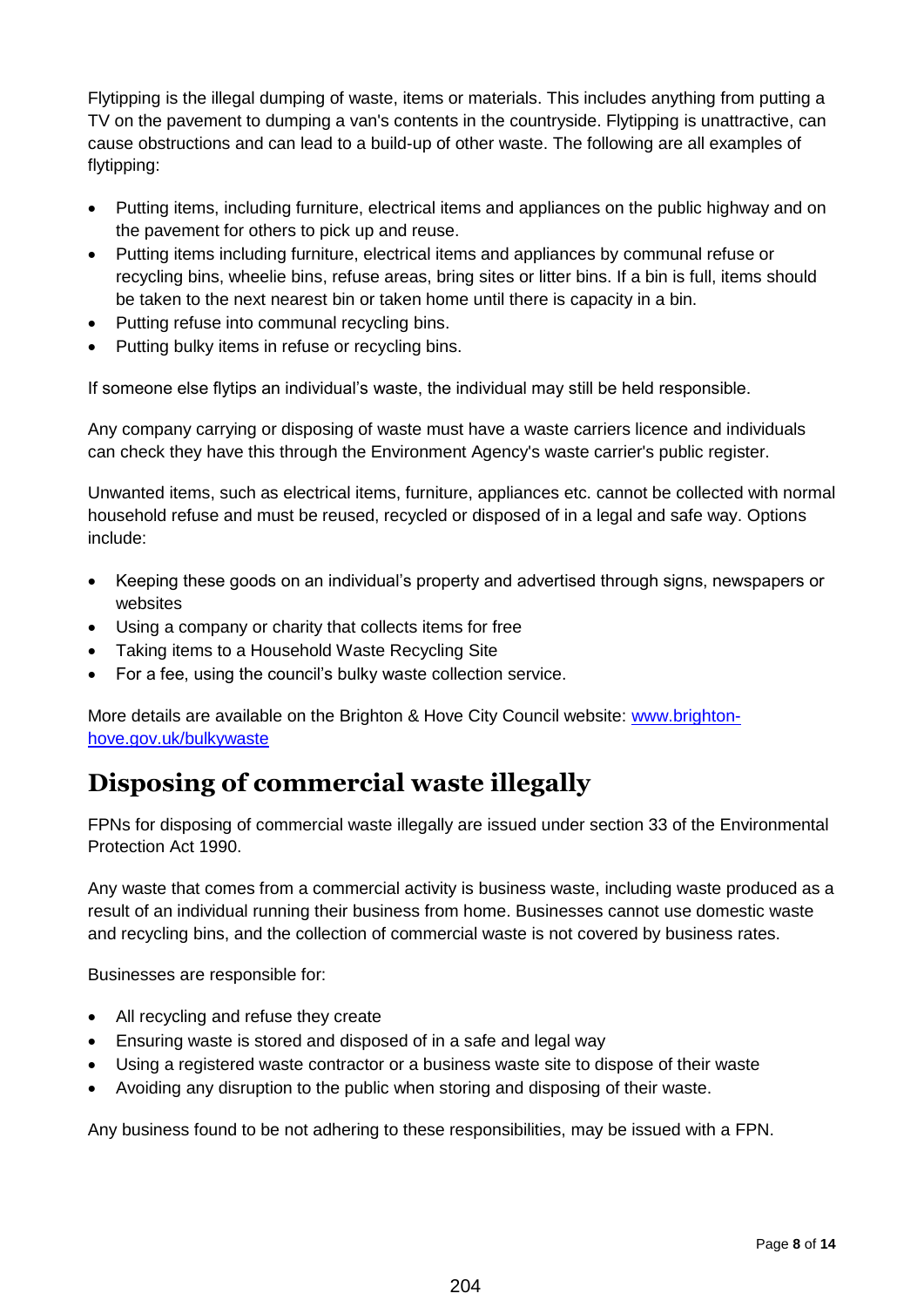Flytipping is the illegal dumping of waste, items or materials. This includes anything from putting a TV on the pavement to dumping a van's contents in the countryside. Flytipping is unattractive, can cause obstructions and can lead to a build-up of other waste. The following are all examples of flytipping:

- Putting items, including furniture, electrical items and appliances on the public highway and on the pavement for others to pick up and reuse.
- Putting items including furniture, electrical items and appliances by communal refuse or recycling bins, wheelie bins, refuse areas, bring sites or litter bins. If a bin is full, items should be taken to the next nearest bin or taken home until there is capacity in a bin.
- Putting refuse into communal recycling bins.
- Putting bulky items in refuse or recycling bins.

If someone else flytips an individual's waste, the individual may still be held responsible.

Any company carrying or disposing of waste must have a waste carriers licence and individuals can check they have this through the Environment Agency's waste carrier's public register.

Unwanted items, such as electrical items, furniture, appliances etc. cannot be collected with normal household refuse and must be reused, recycled or disposed of in a legal and safe way. Options include:

- Keeping these goods on an individual's property and advertised through signs, newspapers or websites
- Using a company or charity that collects items for free
- Taking items to a Household Waste Recycling Site
- For a fee, using the council's bulky waste collection service.

More details are available on the Brighton & Hove City Council website: [www.brighton-hove.gov.uk/bulkywaste](www.brighton-hove.gov.uk/bulkywaste)

## Disposing of commercial waste illegally

FPNs for disposing of commercial waste illegally are issued under section 33 of the Environmental Protection Act 1990.

Any waste that comes from a commercial activity is business waste, including waste produced as a result of an individual running their business from home. Businesses cannot use domestic waste and recycling bins, and the collection of commercial waste is not covered by business rates.

Businesses are responsible for:

- All recycling and refuse they create
- Ensuring waste is stored and disposed of in a safe and legal way
- Using a registered waste contractor or a business waste site to dispose of their waste
- Avoiding any disruption to the public when storing and disposing of their waste.

Any business found to be not adhering to these responsibilities, may be issued with a FPN.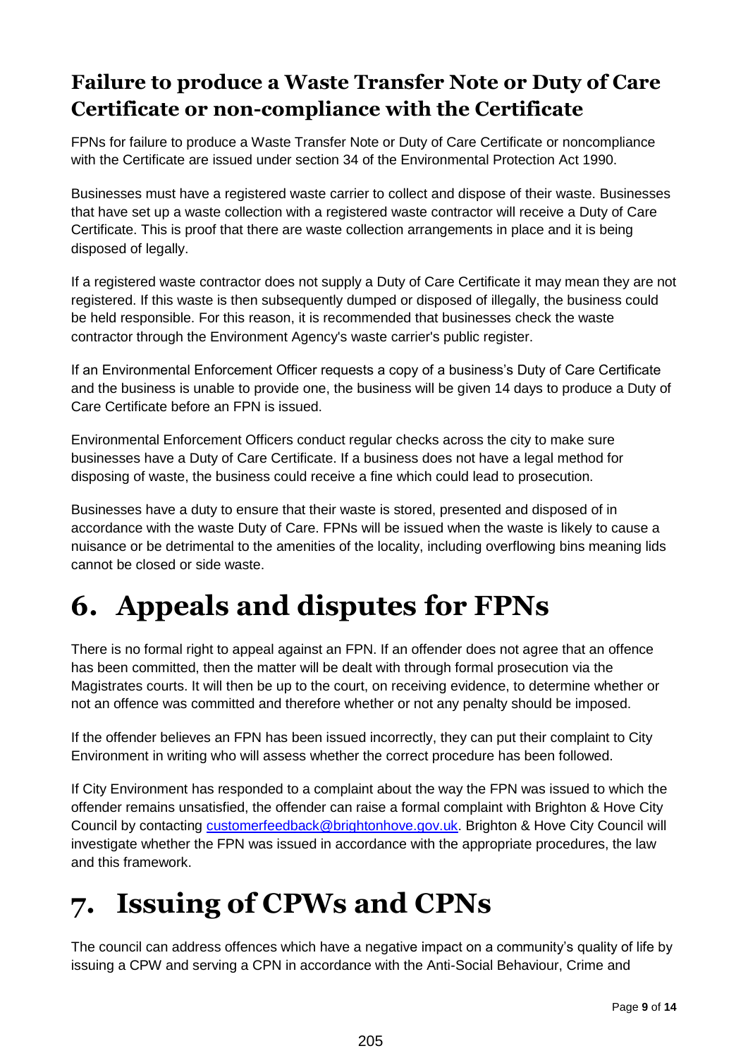### Failure to produce a Waste Transfer Note or Duty of Care Certificate or non-compliance with the Certificate

FPNs for failure to produce a Waste Transfer Note or Duty of Care Certificate or noncompliance with the Certificate are issued under section 34 of the Environmental Protection Act 1990.

Businesses must have a registered waste carrier to collect and dispose of their waste. Businesses that have set up a waste collection with a registered waste contractor will receive a Duty of Care Certificate. This is proof that there are waste collection arrangements in place and it is being disposed of legally.

If a registered waste contractor does not supply a Duty of Care Certificate it may mean they are not registered. If this waste is then subsequently dumped or disposed of illegally, the business could be held responsible. For this reason, it is recommended that businesses check the waste contractor through the Environment Agency's waste carrier's public register.

If an Environmental Enforcement Officer requests a copy of a business's Duty of Care Certificate and the business is unable to provide one, the business will be given 14 days to produce a Duty of Care Certificate before an FPN is issued.

Environmental Enforcement Officers conduct regular checks across the city to make sure businesses have a Duty of Care Certificate. If a business does not have a legal method for disposing of waste, the business could receive a fine which could lead to prosecution.

Businesses have a duty to ensure that their waste is stored, presented and disposed of in accordance with the waste Duty of Care. FPNs will be issued when the waste is likely to cause a nuisance or be detrimental to the amenities of the locality, including overflowing bins meaning lids cannot be closed or side waste.

# 6. Appeals and disputes for FPNs

There is no formal right to appeal against an FPN. If an offender does not agree that an offence has been committed, then the matter will be dealt with through formal prosecution via the Magistrates courts. It will then be up to the court, on receiving evidence, to determine whether or not an offence was committed and therefore whether or not any penalty should be imposed.

If the offender believes an FPN has been issued incorrectly, they can put their complaint to City Environment in writing who will assess whether the correct procedure has been followed.

If City Environment has responded to a complaint about the way the FPN was issued to which the offender remains unsatisfied, the offender can raise a formal complaint with Brighton & Hove City Council by contacting customerfeedback@brightonhove.gov.uk. Brighton & Hove City Council will investigate whether the FPN was issued in accordance with the appropriate procedures, the law and this framework.

# 7. Issuing of CPWs and CPNs

The council can address offences which have a negative impact on a community's quality of life by issuing a CPW and serving a CPN in accordance with the Anti-Social Behaviour, Crime and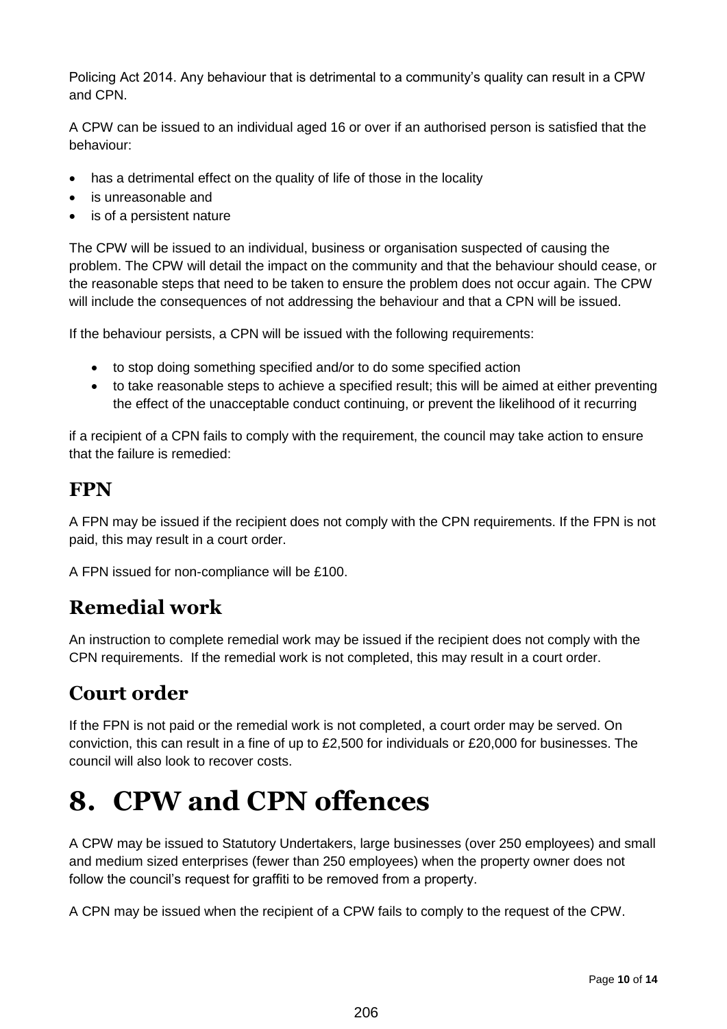Policing Act 2014. Any behaviour that is detrimental to a community's quality can result in a CPW and CPN.

A CPW can be issued to an individual aged 16 or over if an authorised person is satisfied that the behaviour:

- has a detrimental effect on the quality of life of those in the locality
- is unreasonable and
- is of a persistent nature

The CPW will be issued to an individual, business or organisation suspected of causing the problem. The CPW will detail the impact on the community and that the behaviour should cease, or the reasonable steps that need to be taken to ensure the problem does not occur again. The CPW will include the consequences of not addressing the behaviour and that a CPN will be issued.

If the behaviour persists, a CPN will be issued with the following requirements:

- to stop doing something specified and/or to do some specified action
- to take reasonable steps to achieve a specified result; this will be aimed at either preventing the effect of the unacceptable conduct continuing, or prevent the likelihood of it recurring

if a recipient of a CPN fails to comply with the requirement, the council may take action to ensure that the failure is remedied:

## FPN

A FPN may be issued if the recipient does not comply with the CPN requirements. If the FPN is not paid, this may result in a court order.

A FPN issued for non-compliance will be £100.

## Remedial work

An instruction to complete remedial work may be issued if the recipient does not comply with the CPN requirements. If the remedial work is not completed, this may result in a court order.

## Court order

If the FPN is not paid or the remedial work is not completed, a court order may be served. On conviction, this can result in a fine of up to £2,500 for individuals or £20,000 for businesses. The council will also look to recover costs.

# 8. CPW and CPN offences

A CPW may be issued to Statutory Undertakers, large businesses (over 250 employees) and small and medium sized enterprises (fewer than 250 employees) when the property owner does not follow the council's request for graffiti to be removed from a property.

A CPN may be issued when the recipient of a CPW fails to comply to the request of the CPW.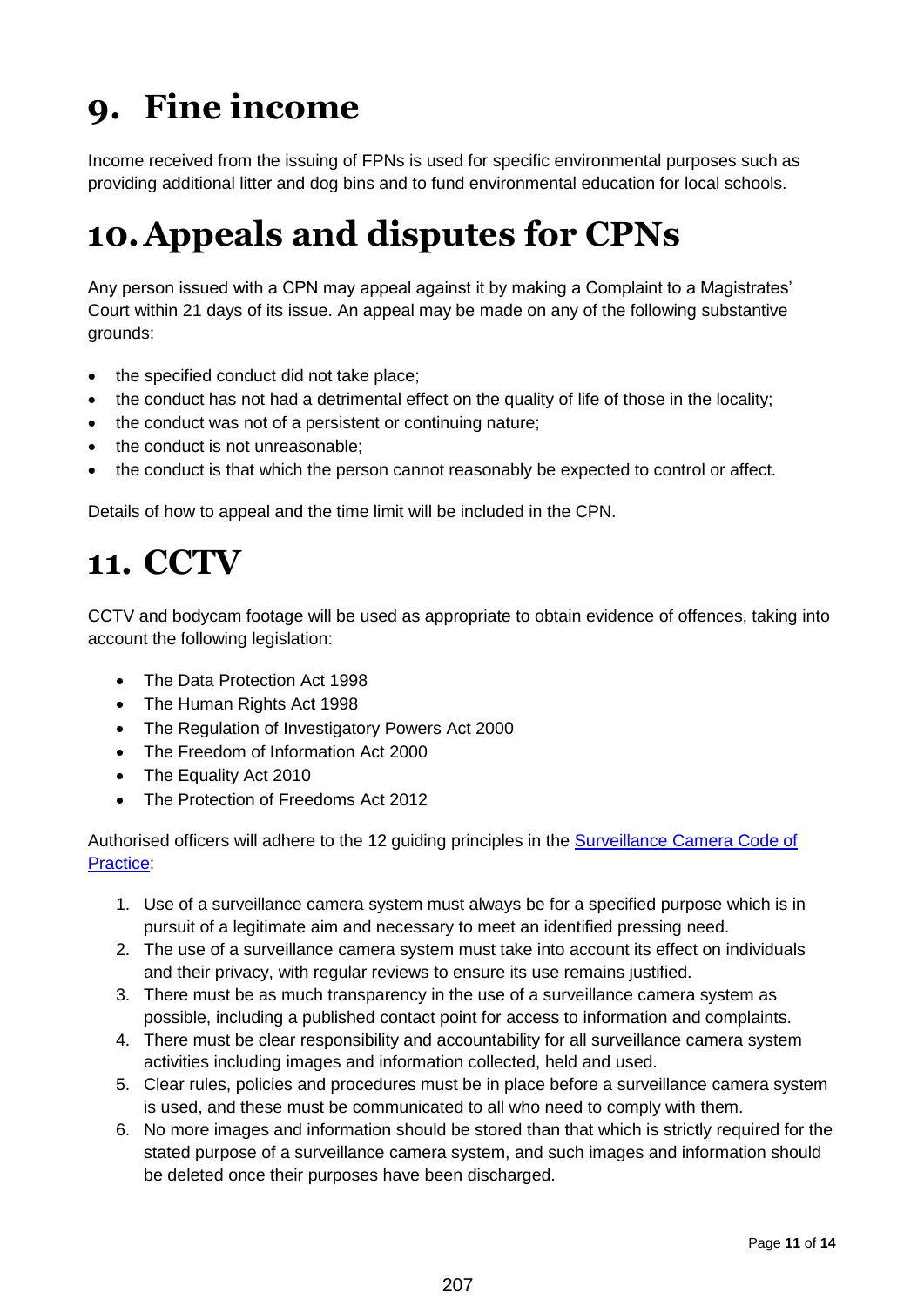# 9. Fine income

Income received from the issuing of FPNs is used for specific environmental purposes such as providing additional litter and dog bins and to fund environmental education for local schools.

# 10. Appeals and disputes for CPNs

Any person issued with a CPN may appeal against it by making a Complaint to a Magistrates' Court within 21 days of its issue. An appeal may be made on any of the following substantive grounds:

- the specified conduct did not take place;
- the conduct has not had a detrimental effect on the quality of life of those in the locality;
- the conduct was not of a persistent or continuing nature;
- the conduct is not unreasonable;
- the conduct is that which the person cannot reasonably be expected to control or affect.

Details of how to appeal and the time limit will be included in the CPN.

# 11. CCTV

CCTV and bodycam footage will be used as appropriate to obtain evidence of offences, taking into account the following legislation:

- The Data Protection Act 1998
- The Human Rights Act 1998
- The Regulation of Investigatory Powers Act 2000
- The Freedom of Information Act 2000
- The Equality Act 2010
- The Protection of Freedoms Act 2012

Authorised officers will adhere to the 12 guiding principles in the [Surveillance Camera Code of Practice]():

1. Use of a surveillance camera system must always be for a specified purpose which is in pursuit of a legitimate aim and necessary to meet an identified pressing need.
2. The use of a surveillance camera system must take into account its effect on individuals and their privacy, with regular reviews to ensure its use remains justified.
3. There must be as much transparency in the use of a surveillance camera system as possible, including a published contact point for access to information and complaints.
4. There must be clear responsibility and accountability for all surveillance camera system activities including images and information collected, held and used.
5. Clear rules, policies and procedures must be in place before a surveillance camera system is used, and these must be communicated to all who need to comply with them.
6. No more images and information should be stored than that which is strictly required for the stated purpose of a surveillance camera system, and such images and information should be deleted once their purposes have been discharged.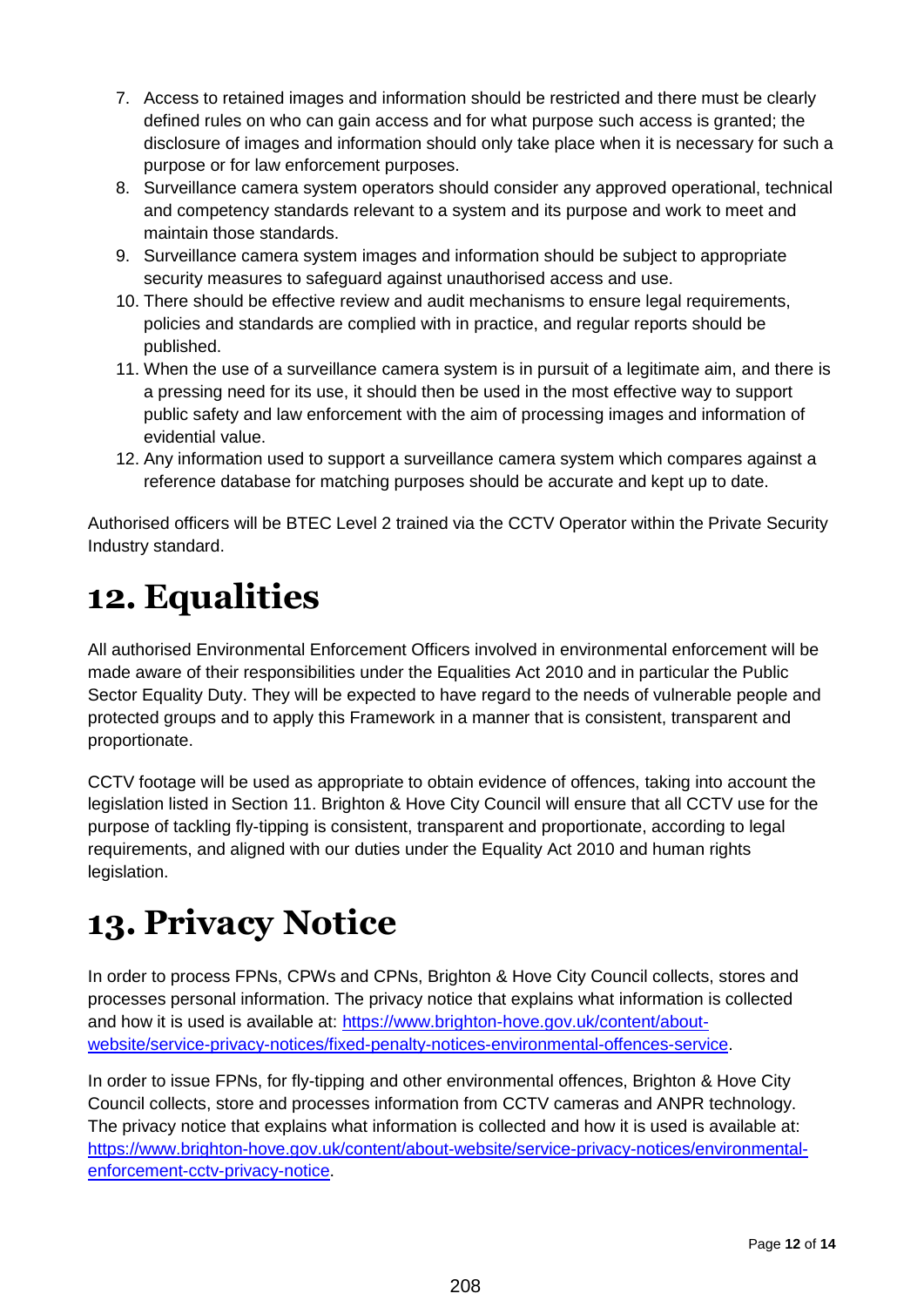7. Access to retained images and information should be restricted and there must be clearly defined rules on who can gain access and for what purpose such access is granted; the disclosure of images and information should only take place when it is necessary for such a purpose or for law enforcement purposes.
8. Surveillance camera system operators should consider any approved operational, technical and competency standards relevant to a system and its purpose and work to meet and maintain those standards.
9. Surveillance camera system images and information should be subject to appropriate security measures to safeguard against unauthorised access and use.
10. There should be effective review and audit mechanisms to ensure legal requirements, policies and standards are complied with in practice, and regular reports should be published.
11. When the use of a surveillance camera system is in pursuit of a legitimate aim, and there is a pressing need for its use, it should then be used in the most effective way to support public safety and law enforcement with the aim of processing images and information of evidential value.
12. Any information used to support a surveillance camera system which compares against a reference database for matching purposes should be accurate and kept up to date.

Authorised officers will be BTEC Level 2 trained via the CCTV Operator within the Private Security Industry standard.

# 12. Equalities

All authorised Environmental Enforcement Officers involved in environmental enforcement will be made aware of their responsibilities under the Equalities Act 2010 and in particular the Public Sector Equality Duty. They will be expected to have regard to the needs of vulnerable people and protected groups and to apply this Framework in a manner that is consistent, transparent and proportionate.

CCTV footage will be used as appropriate to obtain evidence of offences, taking into account the legislation listed in Section 11. Brighton & Hove City Council will ensure that all CCTV use for the purpose of tackling fly-tipping is consistent, transparent and proportionate, according to legal requirements, and aligned with our duties under the Equality Act 2010 and human rights legislation.

# 13. Privacy Notice

In order to process FPNs, CPWs and CPNs, Brighton & Hove City Council collects, stores and processes personal information. The privacy notice that explains what information is collected and how it is used is available at: [https://www.brighton-hove.gov.uk/content/about-website/service-privacy-notices/fixed-penalty-notices-environmental-offences-service](https://www.brighton-hove.gov.uk/content/about-website/service-privacy-notices/fixed-penalty-notices-environmental-offences-service).

In order to issue FPNs, for fly-tipping and other environmental offences, Brighton & Hove City Council collects, store and processes information from CCTV cameras and ANPR technology. The privacy notice that explains what information is collected and how it is used is available at: [https://www.brighton-hove.gov.uk/content/about-website/service-privacy-notices/environmental-enforcement-cctv-privacy-notice](https://www.brighton-hove.gov.uk/content/about-website/service-privacy-notices/environmental-enforcement-cctv-privacy-notice).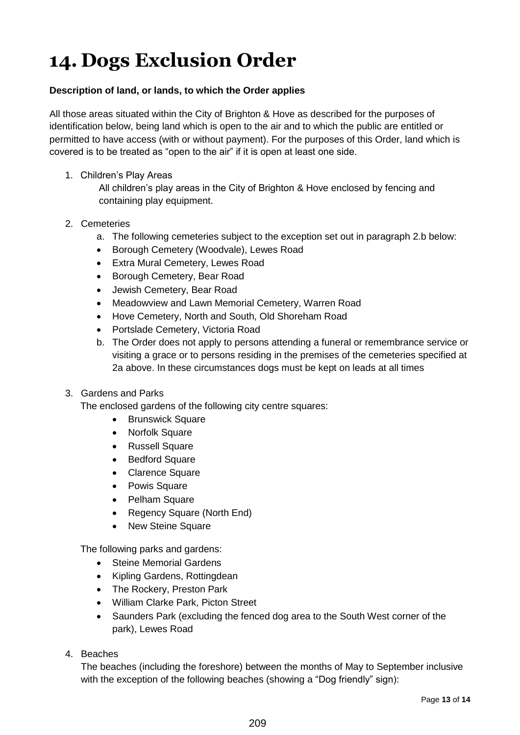# 14. Dogs Exclusion Order

**Description of land, or lands, to which the Order applies**

All those areas situated within the City of Brighton & Hove as described for the purposes of identification below, being land which is open to the air and to which the public are entitled or permitted to have access (with or without payment). For the purposes of this Order, land which is covered is to be treated as "open to the air" if it is open at least one side.

1. Children's Play Areas

   All children's play areas in the City of Brighton & Hove enclosed by fencing and containing play equipment.

2. Cemeteries

   a. The following cemeteries subject to the exception set out in paragraph 2.b below:
   - Borough Cemetery (Woodvale), Lewes Road
   - Extra Mural Cemetery, Lewes Road
   - Borough Cemetery, Bear Road
   - Jewish Cemetery, Bear Road
   - Meadowview and Lawn Memorial Cemetery, Warren Road
   - Hove Cemetery, North and South, Old Shoreham Road
   - Portslade Cemetery, Victoria Road

   b. The Order does not apply to persons attending a funeral or remembrance service or visiting a grace or to persons residing in the premises of the cemeteries specified at 2a above. In these circumstances dogs must be kept on leads at all times

3. Gardens and Parks

   The enclosed gardens of the following city centre squares:
   - Brunswick Square
   - Norfolk Square
   - Russell Square
   - Bedford Square
   - Clarence Square
   - Powis Square
   - Pelham Square
   - Regency Square (North End)
   - New Steine Square

   The following parks and gardens:
   - Steine Memorial Gardens
   - Kipling Gardens, Rottingdean
   - The Rockery, Preston Park
   - William Clarke Park, Picton Street
   - Saunders Park (excluding the fenced dog area to the South West corner of the park), Lewes Road

4. Beaches

   The beaches (including the foreshore) between the months of May to September inclusive with the exception of the following beaches (showing a "Dog friendly" sign):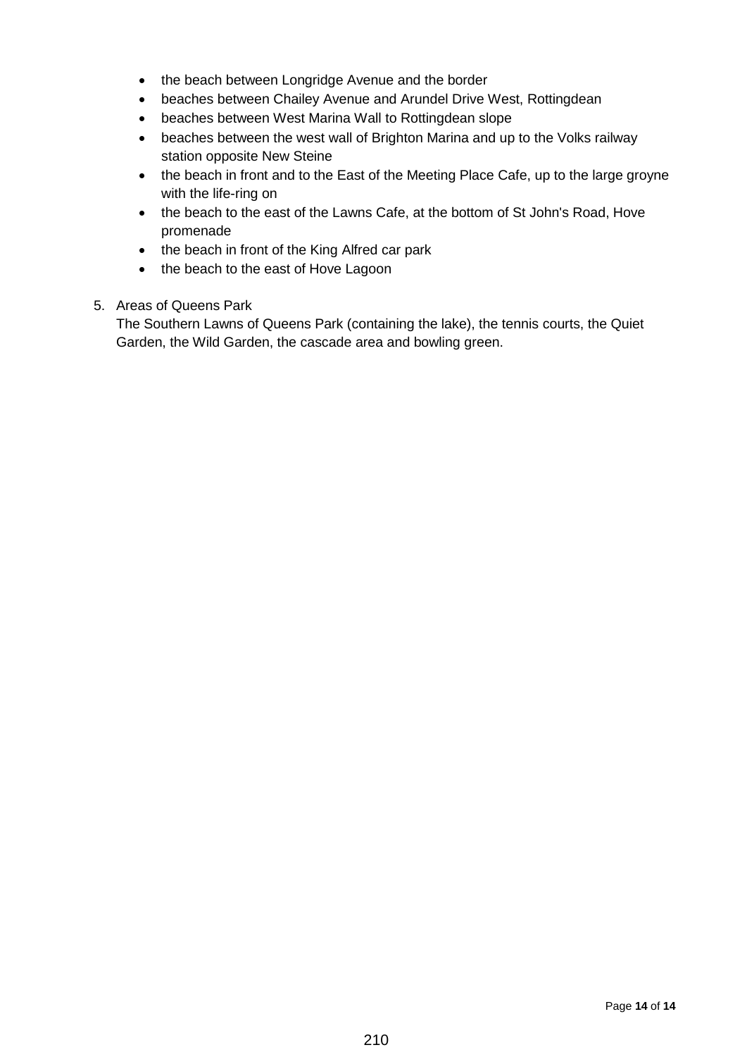- the beach between Longridge Avenue and the border
- beaches between Chailey Avenue and Arundel Drive West, Rottingdean
- beaches between West Marina Wall to Rottingdean slope
- beaches between the west wall of Brighton Marina and up to the Volks railway station opposite New Steine
- the beach in front and to the East of the Meeting Place Cafe, up to the large groyne with the life-ring on
- the beach to the east of the Lawns Cafe, at the bottom of St John's Road, Hove promenade
- the beach in front of the King Alfred car park
- the beach to the east of Hove Lagoon

5. Areas of Queens Park
   The Southern Lawns of Queens Park (containing the lake), the tennis courts, the Quiet Garden, the Wild Garden, the cascade area and bowling green.